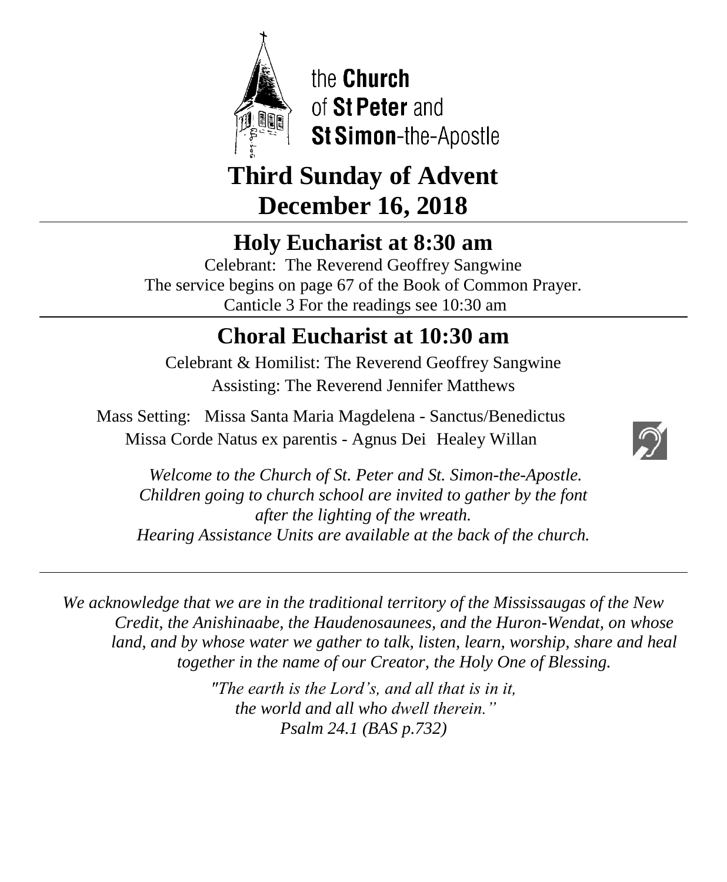the **Church** of **St Peter** and **St Simon**-the-Apostle

# Third Sunday of Advent
# December 16, 2018

## Holy Eucharist at 8:30 am

Celebrant: The Reverend Geoffrey Sangwine
The service begins on page 67 of the Book of Common Prayer.
Canticle 3 For the readings see 10:30 am

## Choral Eucharist at 10:30 am

Celebrant & Homilist: The Reverend Geoffrey Sangwine
Assisting: The Reverend Jennifer Matthews

Mass Setting: Missa Santa Maria Magdelena - Sanctus/Benedictus
Missa Corde Natus ex parentis - Agnus Dei Healey Willan

*Welcome to the Church of St. Peter and St. Simon-the-Apostle.*
*Children going to church school are invited to gather by the font after the lighting of the wreath.*
*Hearing Assistance Units are available at the back of the church.*

*We acknowledge that we are in the traditional territory of the Mississaugas of the New Credit, the Anishinaabe, the Haudenosaunees, and the Huron-Wendat, on whose land, and by whose water we gather to talk, listen, learn, worship, share and heal together in the name of our Creator, the Holy One of Blessing.*

*"The earth is the Lord's, and all that is in it,*
*the world and all who dwell therein."*
*Psalm 24.1 (BAS p.732)*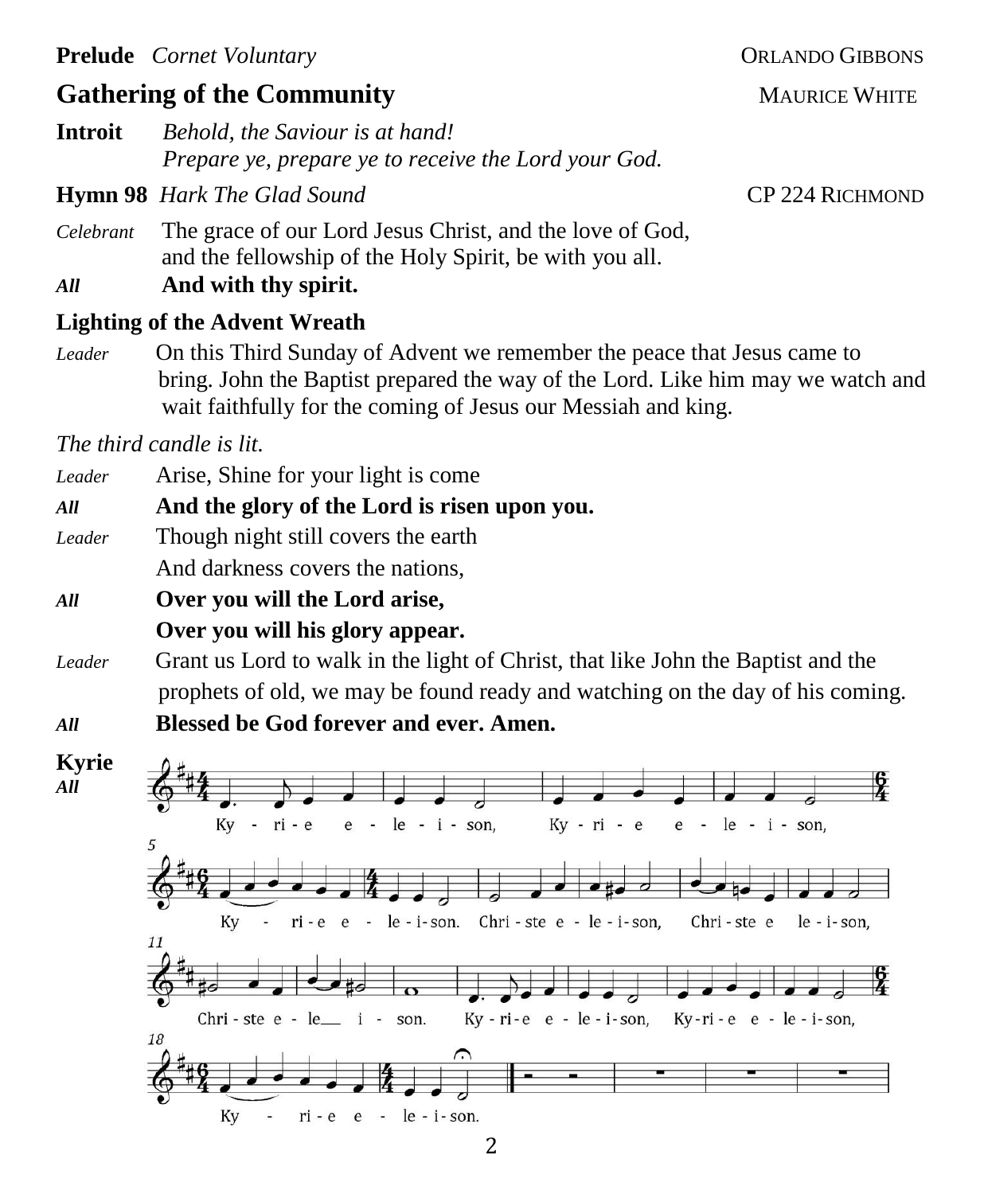**Prelude** *Cornet Voluntary* ORLANDO GIBBONS

## Gathering of the Community

MAURICE WHITE

**Introit** *Behold, the Saviour is at hand!*
*Prepare ye, prepare ye to receive the Lord your God.*

**Hymn 98** *Hark The Glad Sound* CP 224 RICHMOND

*Celebrant* The grace of our Lord Jesus Christ, and the love of God, and the fellowship of the Holy Spirit, be with you all.

***All*** **And with thy spirit.**

### Lighting of the Advent Wreath

*Leader* On this Third Sunday of Advent we remember the peace that Jesus came to bring. John the Baptist prepared the way of the Lord. Like him may we watch and wait faithfully for the coming of Jesus our Messiah and king.

*The third candle is lit.*

*Leader* Arise, Shine for your light is come

***All*** **And the glory of the Lord is risen upon you.**

*Leader* Though night still covers the earth
And darkness covers the nations,

***All*** **Over you will the Lord arise,**
**Over you will his glory appear.**

*Leader* Grant us Lord to walk in the light of Christ, that like John the Baptist and the prophets of old, we may be found ready and watching on the day of his coming.

***All*** **Blessed be God forever and ever. Amen.**

**Kyrie**
***All***

Kyrie eleison, Kyrie eleison, Kyrie eleison. Christe eleison, Christe eleison, Christe eleison. Kyrie eleison, Kyrie eleison, Kyrie eleison.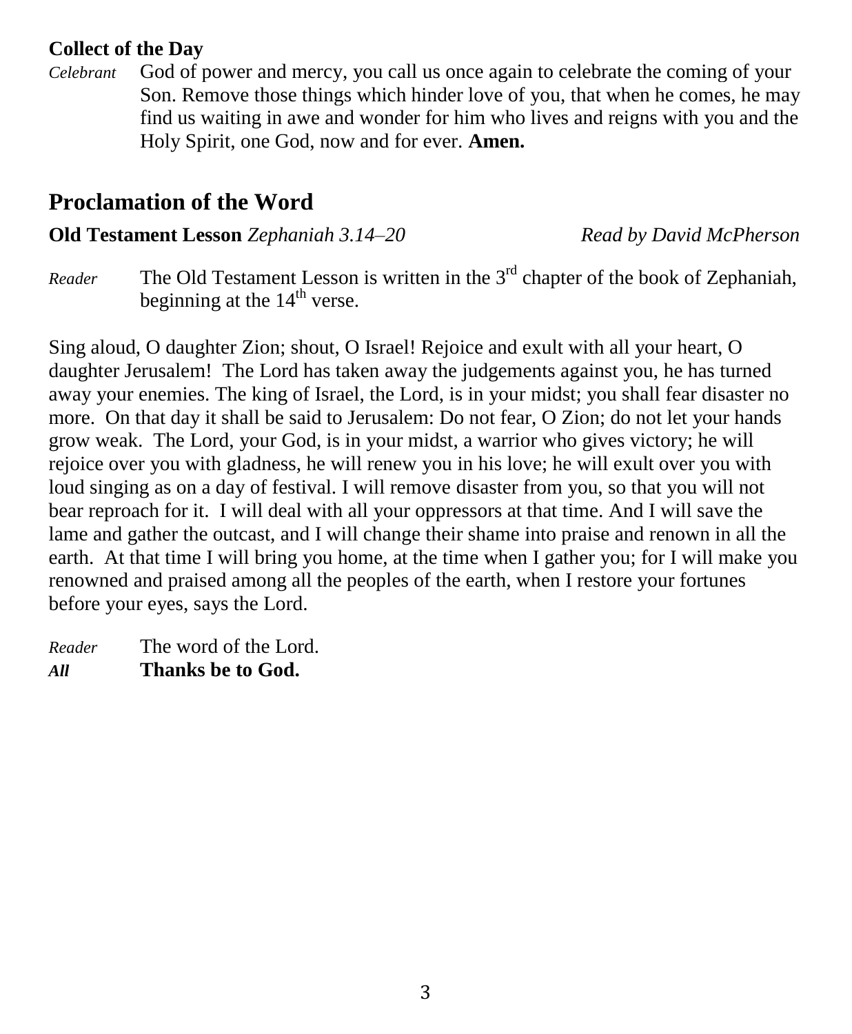**Collect of the Day**

*Celebrant* God of power and mercy, you call us once again to celebrate the coming of your Son. Remove those things which hinder love of you, that when he comes, he may find us waiting in awe and wonder for him who lives and reigns with you and the Holy Spirit, one God, now and for ever. **Amen.**

## Proclamation of the Word

**Old Testament Lesson** *Zephaniah 3.14–20* *Read by David McPherson*

*Reader* The Old Testament Lesson is written in the 3rd chapter of the book of Zephaniah, beginning at the 14th verse.

Sing aloud, O daughter Zion; shout, O Israel! Rejoice and exult with all your heart, O daughter Jerusalem! The Lord has taken away the judgements against you, he has turned away your enemies. The king of Israel, the Lord, is in your midst; you shall fear disaster no more. On that day it shall be said to Jerusalem: Do not fear, O Zion; do not let your hands grow weak. The Lord, your God, is in your midst, a warrior who gives victory; he will rejoice over you with gladness, he will renew you in his love; he will exult over you with loud singing as on a day of festival. I will remove disaster from you, so that you will not bear reproach for it. I will deal with all your oppressors at that time. And I will save the lame and gather the outcast, and I will change their shame into praise and renown in all the earth. At that time I will bring you home, at the time when I gather you; for I will make you renowned and praised among all the peoples of the earth, when I restore your fortunes before your eyes, says the Lord.

*Reader* The word of the Lord.
***All*** **Thanks be to God.**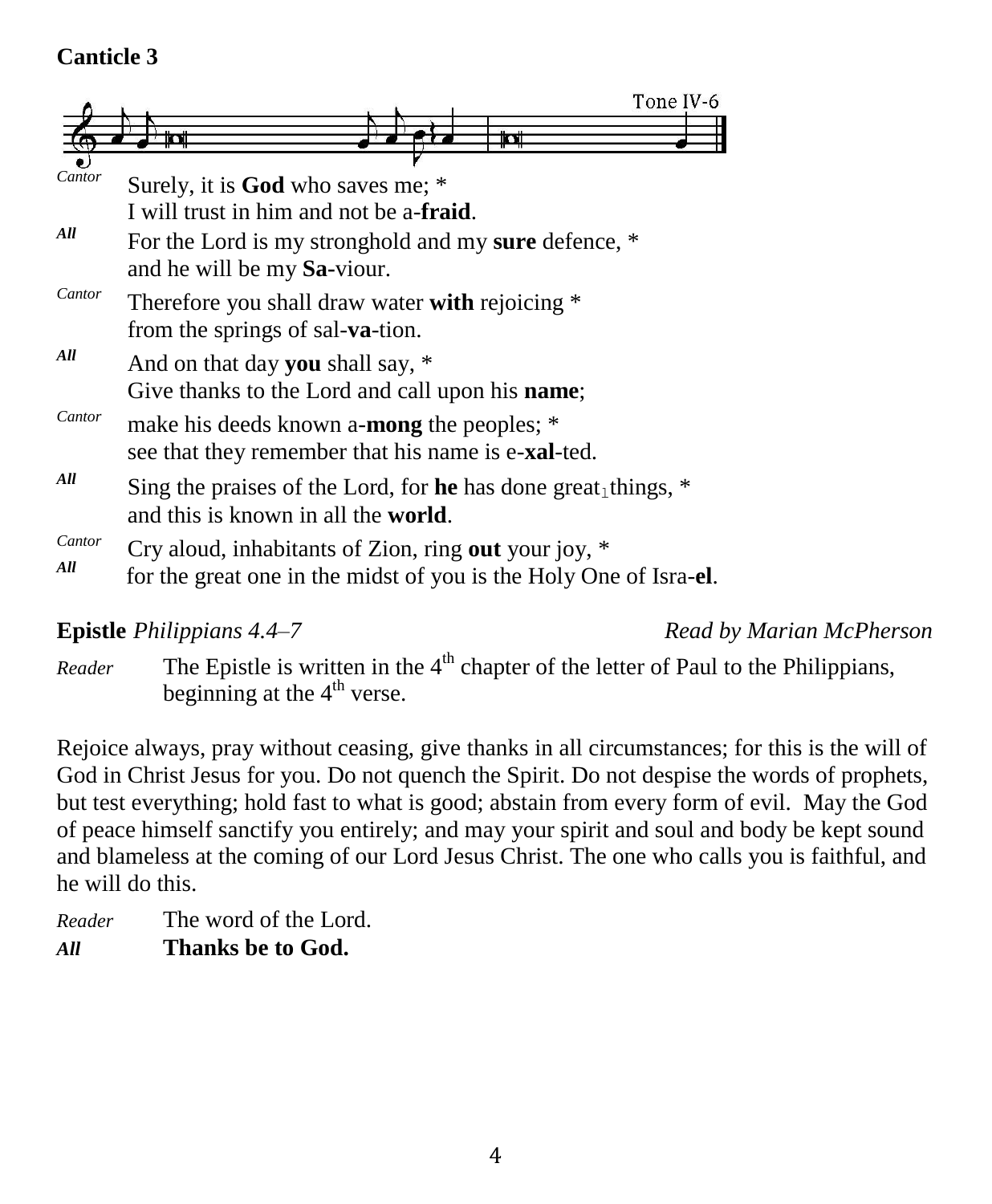**Canticle 3**

Tone IV-6

*Cantor* Surely, it is **God** who saves me; *
I will trust in him and not be a-**fraid**.

***All*** For the Lord is my stronghold and my **sure** defence, *
and he will be my **Sa-**viour.

*Cantor* Therefore you shall draw water **with** rejoicing *
from the springs of sal-**va**-tion.

***All*** And on that day **you** shall say, *
Give thanks to the Lord and call upon his **name**;

*Cantor* make his deeds known a-**mong** the peoples; *
see that they remember that his name is e-**xal**-ted.

***All*** Sing the praises of the Lord, for **he** has done great‿things, *
and this is known in all the **world**.

*Cantor* Cry aloud, inhabitants of Zion, ring **out** your joy, *

***All*** for the great one in the midst of you is the Holy One of Isra-**el**.

**Epistle** *Philippians 4.4–7* *Read by Marian McPherson*

*Reader* The Epistle is written in the 4th chapter of the letter of Paul to the Philippians, beginning at the 4th verse.

Rejoice always, pray without ceasing, give thanks in all circumstances; for this is the will of God in Christ Jesus for you. Do not quench the Spirit. Do not despise the words of prophets, but test everything; hold fast to what is good; abstain from every form of evil. May the God of peace himself sanctify you entirely; and may your spirit and soul and body be kept sound and blameless at the coming of our Lord Jesus Christ. The one who calls you is faithful, and he will do this.

*Reader* The word of the Lord.

***All*** **Thanks be to God.**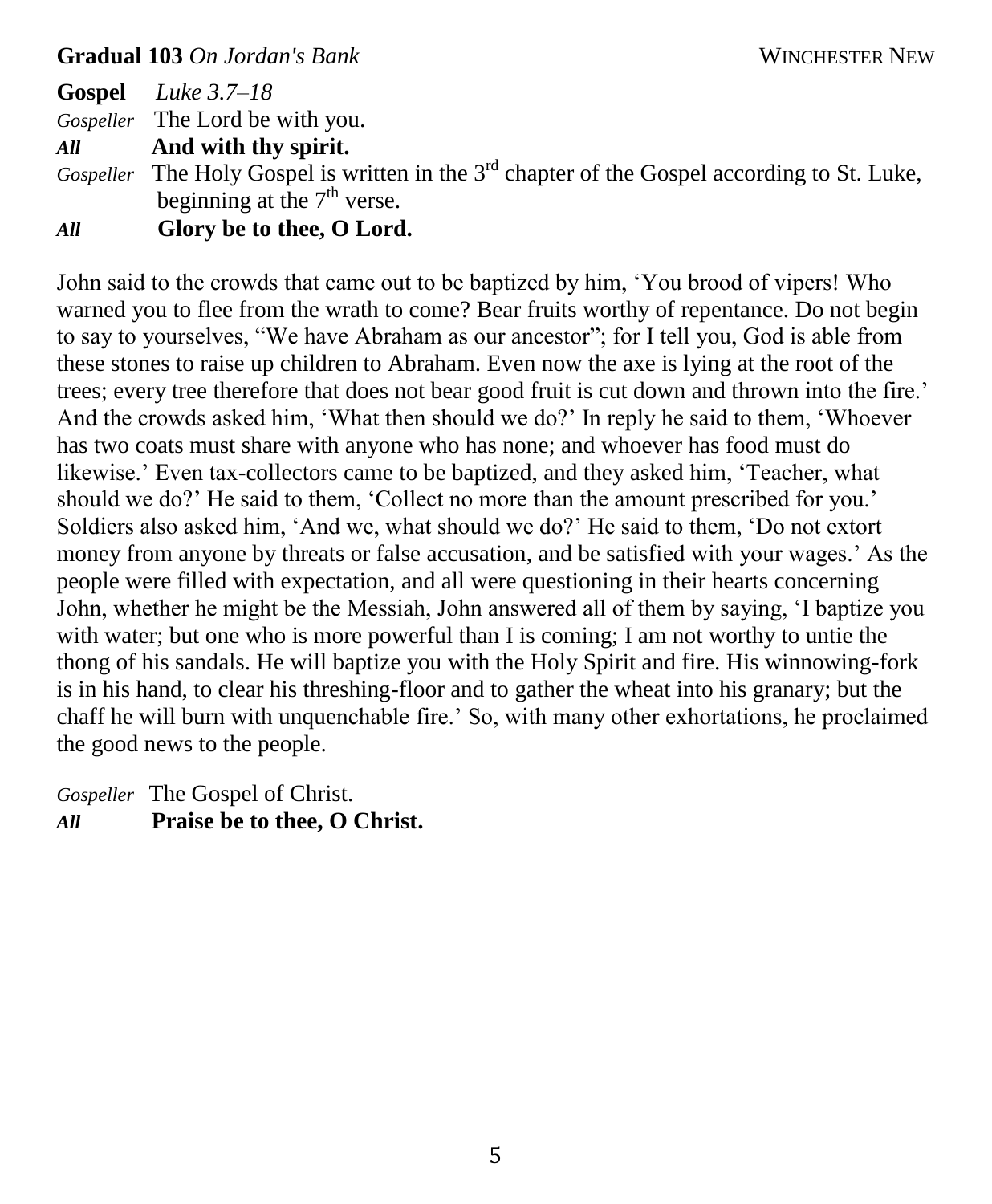**Gradual 103** *On Jordan's Bank* WINCHESTER NEW

**Gospel** *Luke 3.7–18*

*Gospeller* The Lord be with you.

***All*** **And with thy spirit.**

*Gospeller* The Holy Gospel is written in the 3rd chapter of the Gospel according to St. Luke, beginning at the 7th verse.

***All*** **Glory be to thee, O Lord.**

John said to the crowds that came out to be baptized by him, 'You brood of vipers! Who warned you to flee from the wrath to come? Bear fruits worthy of repentance. Do not begin to say to yourselves, "We have Abraham as our ancestor"; for I tell you, God is able from these stones to raise up children to Abraham. Even now the axe is lying at the root of the trees; every tree therefore that does not bear good fruit is cut down and thrown into the fire.' And the crowds asked him, 'What then should we do?' In reply he said to them, 'Whoever has two coats must share with anyone who has none; and whoever has food must do likewise.' Even tax-collectors came to be baptized, and they asked him, 'Teacher, what should we do?' He said to them, 'Collect no more than the amount prescribed for you.' Soldiers also asked him, 'And we, what should we do?' He said to them, 'Do not extort money from anyone by threats or false accusation, and be satisfied with your wages.' As the people were filled with expectation, and all were questioning in their hearts concerning John, whether he might be the Messiah, John answered all of them by saying, 'I baptize you with water; but one who is more powerful than I is coming; I am not worthy to untie the thong of his sandals. He will baptize you with the Holy Spirit and fire. His winnowing-fork is in his hand, to clear his threshing-floor and to gather the wheat into his granary; but the chaff he will burn with unquenchable fire.' So, with many other exhortations, he proclaimed the good news to the people.

*Gospeller* The Gospel of Christ.

***All*** **Praise be to thee, O Christ.**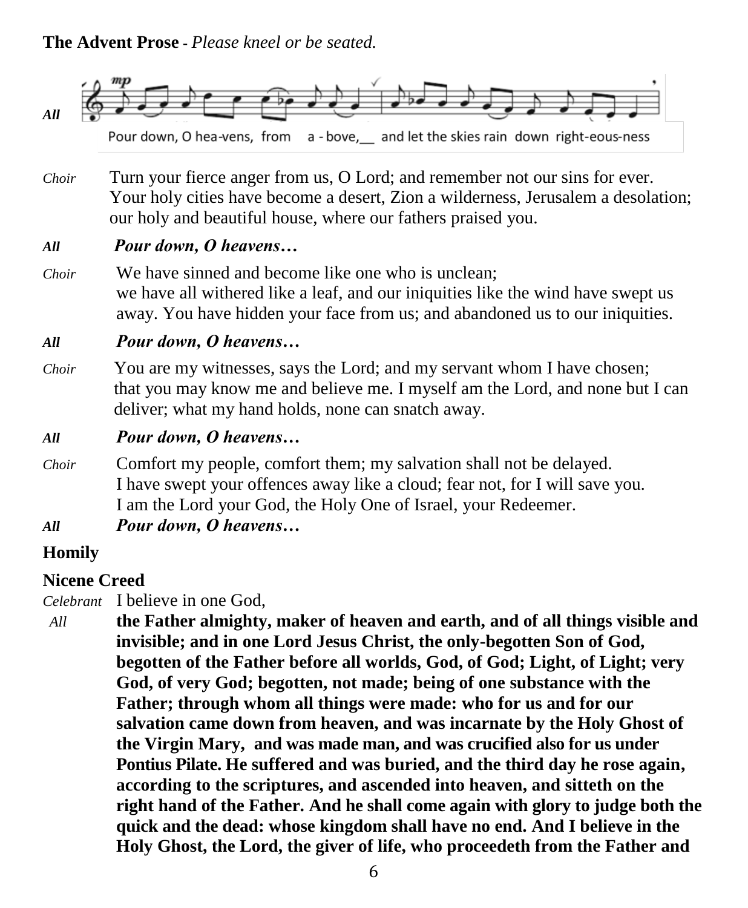**The Advent Prose** - *Please kneel or be seated.*

*All*

Pour down, O hea-vens, from a - bove,__ and let the skies rain down right-eous-ness

*Choir* Turn your fierce anger from us, O Lord; and remember not our sins for ever. Your holy cities have become a desert, Zion a wilderness, Jerusalem a desolation; our holy and beautiful house, where our fathers praised you.

***All*** ***Pour down, O heavens…***

*Choir* We have sinned and become like one who is unclean; we have all withered like a leaf, and our iniquities like the wind have swept us away. You have hidden your face from us; and abandoned us to our iniquities.

***All*** ***Pour down, O heavens…***

*Choir* You are my witnesses, says the Lord; and my servant whom I have chosen; that you may know me and believe me. I myself am the Lord, and none but I can deliver; what my hand holds, none can snatch away.

***All*** ***Pour down, O heavens…***

*Choir* Comfort my people, comfort them; my salvation shall not be delayed. I have swept your offences away like a cloud; fear not, for I will save you. I am the Lord your God, the Holy One of Israel, your Redeemer.

***All*** ***Pour down, O heavens…***

**Homily**

**Nicene Creed**

*Celebrant* I believe in one God,

*All* **the Father almighty, maker of heaven and earth, and of all things visible and invisible; and in one Lord Jesus Christ, the only-begotten Son of God, begotten of the Father before all worlds, God, of God; Light, of Light; very God, of very God; begotten, not made; being of one substance with the Father; through whom all things were made: who for us and for our salvation came down from heaven, and was incarnate by the Holy Ghost of the Virgin Mary, and was made man, and was crucified also for us under Pontius Pilate. He suffered and was buried, and the third day he rose again, according to the scriptures, and ascended into heaven, and sitteth on the right hand of the Father. And he shall come again with glory to judge both the quick and the dead: whose kingdom shall have no end. And I believe in the Holy Ghost, the Lord, the giver of life, who proceedeth from the Father and**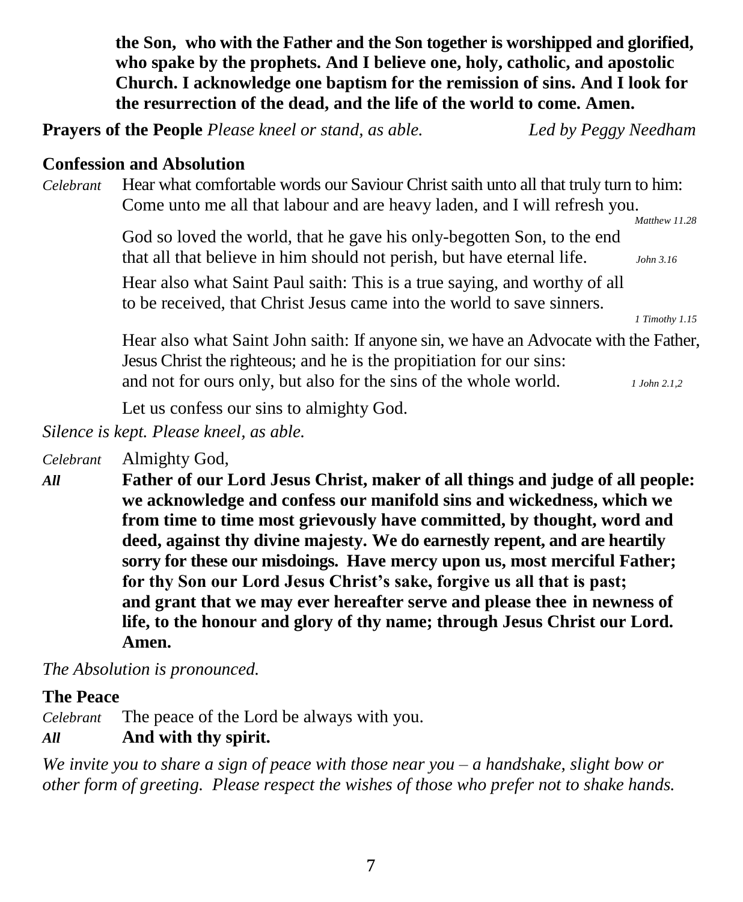**the Son, who with the Father and the Son together is worshipped and glorified, who spake by the prophets. And I believe one, holy, catholic, and apostolic Church. I acknowledge one baptism for the remission of sins. And I look for the resurrection of the dead, and the life of the world to come. Amen.**

**Prayers of the People** *Please kneel or stand, as able.* *Led by Peggy Needham*

**Confession and Absolution**

*Celebrant* Hear what comfortable words our Saviour Christ saith unto all that truly turn to him: Come unto me all that labour and are heavy laden, and I will refresh you. *Matthew 11.28*

God so loved the world, that he gave his only-begotten Son, to the end that all that believe in him should not perish, but have eternal life. *John 3.16*

Hear also what Saint Paul saith: This is a true saying, and worthy of all to be received, that Christ Jesus came into the world to save sinners. *1 Timothy 1.15*

Hear also what Saint John saith: If anyone sin, we have an Advocate with the Father, Jesus Christ the righteous; and he is the propitiation for our sins: and not for ours only, but also for the sins of the whole world. *1 John 2.1,2*

Let us confess our sins to almighty God.

*Silence is kept. Please kneel, as able.*

*Celebrant* Almighty God,

***All*** **Father of our Lord Jesus Christ, maker of all things and judge of all people: we acknowledge and confess our manifold sins and wickedness, which we from time to time most grievously have committed, by thought, word and deed, against thy divine majesty. We do earnestly repent, and are heartily sorry for these our misdoings. Have mercy upon us, most merciful Father; for thy Son our Lord Jesus Christ's sake, forgive us all that is past; and grant that we may ever hereafter serve and please thee in newness of life, to the honour and glory of thy name; through Jesus Christ our Lord. Amen.**

*The Absolution is pronounced.*

**The Peace**

*Celebrant* The peace of the Lord be always with you.

***All*** **And with thy spirit.**

*We invite you to share a sign of peace with those near you – a handshake, slight bow or other form of greeting. Please respect the wishes of those who prefer not to shake hands.*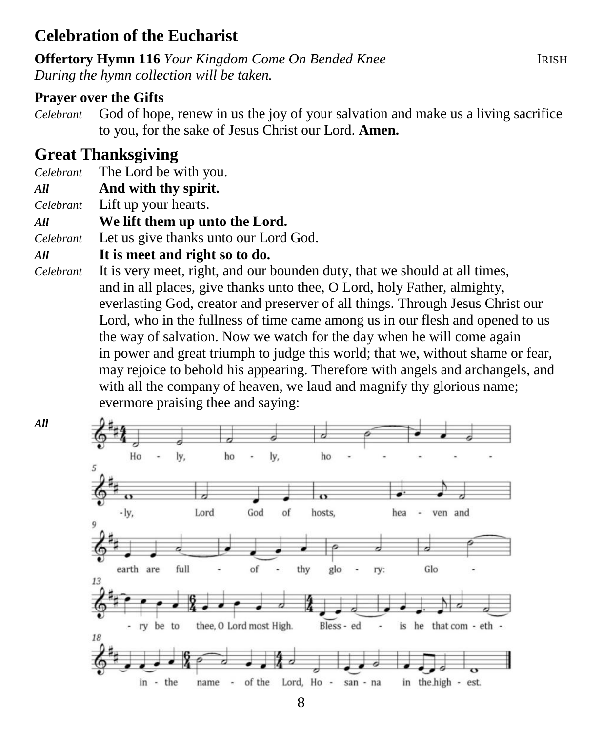## Celebration of the Eucharist

**Offertory Hymn 116** *Your Kingdom Come On Bended Knee* IRISH
*During the hymn collection will be taken.*

**Prayer over the Gifts**

*Celebrant* God of hope, renew in us the joy of your salvation and make us a living sacrifice to you, for the sake of Jesus Christ our Lord. **Amen.**

## Great Thanksgiving

*Celebrant* The Lord be with you.
***All*** **And with thy spirit.**
*Celebrant* Lift up your hearts.
***All*** **We lift them up unto the Lord.**
*Celebrant* Let us give thanks unto our Lord God.
***All*** **It is meet and right so to do.**
*Celebrant* It is very meet, right, and our bounden duty, that we should at all times, and in all places, give thanks unto thee, O Lord, holy Father, almighty, everlasting God, creator and preserver of all things. Through Jesus Christ our Lord, who in the fullness of time came among us in our flesh and opened to us the way of salvation. Now we watch for the day when he will come again in power and great triumph to judge this world; that we, without shame or fear, may rejoice to behold his appearing. Therefore with angels and archangels, and with all the company of heaven, we laud and magnify thy glorious name; evermore praising thee and saying:

***All***

Holy, holy, holy, Lord God of hosts, heaven and earth are full of thy glory: Glory be to thee, O Lord most High. Blessed is he that cometh in the name of the Lord, Hosanna in the highest.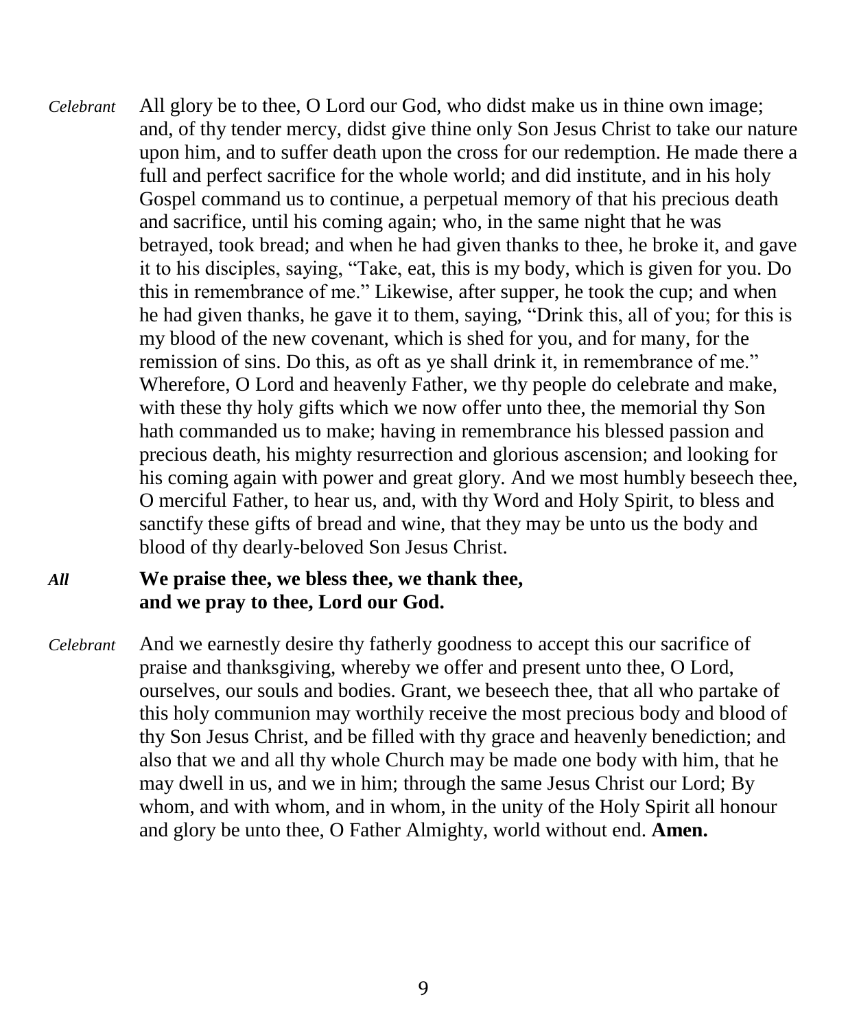*Celebrant* All glory be to thee, O Lord our God, who didst make us in thine own image; and, of thy tender mercy, didst give thine only Son Jesus Christ to take our nature upon him, and to suffer death upon the cross for our redemption. He made there a full and perfect sacrifice for the whole world; and did institute, and in his holy Gospel command us to continue, a perpetual memory of that his precious death and sacrifice, until his coming again; who, in the same night that he was betrayed, took bread; and when he had given thanks to thee, he broke it, and gave it to his disciples, saying, "Take, eat, this is my body, which is given for you. Do this in remembrance of me." Likewise, after supper, he took the cup; and when he had given thanks, he gave it to them, saying, "Drink this, all of you; for this is my blood of the new covenant, which is shed for you, and for many, for the remission of sins. Do this, as oft as ye shall drink it, in remembrance of me." Wherefore, O Lord and heavenly Father, we thy people do celebrate and make, with these thy holy gifts which we now offer unto thee, the memorial thy Son hath commanded us to make; having in remembrance his blessed passion and precious death, his mighty resurrection and glorious ascension; and looking for his coming again with power and great glory. And we most humbly beseech thee, O merciful Father, to hear us, and, with thy Word and Holy Spirit, to bless and sanctify these gifts of bread and wine, that they may be unto us the body and blood of thy dearly-beloved Son Jesus Christ.

***All*** **We praise thee, we bless thee, we thank thee,**
**and we pray to thee, Lord our God.**

*Celebrant* And we earnestly desire thy fatherly goodness to accept this our sacrifice of praise and thanksgiving, whereby we offer and present unto thee, O Lord, ourselves, our souls and bodies. Grant, we beseech thee, that all who partake of this holy communion may worthily receive the most precious body and blood of thy Son Jesus Christ, and be filled with thy grace and heavenly benediction; and also that we and all thy whole Church may be made one body with him, that he may dwell in us, and we in him; through the same Jesus Christ our Lord; By whom, and with whom, and in whom, in the unity of the Holy Spirit all honour and glory be unto thee, O Father Almighty, world without end. **Amen.**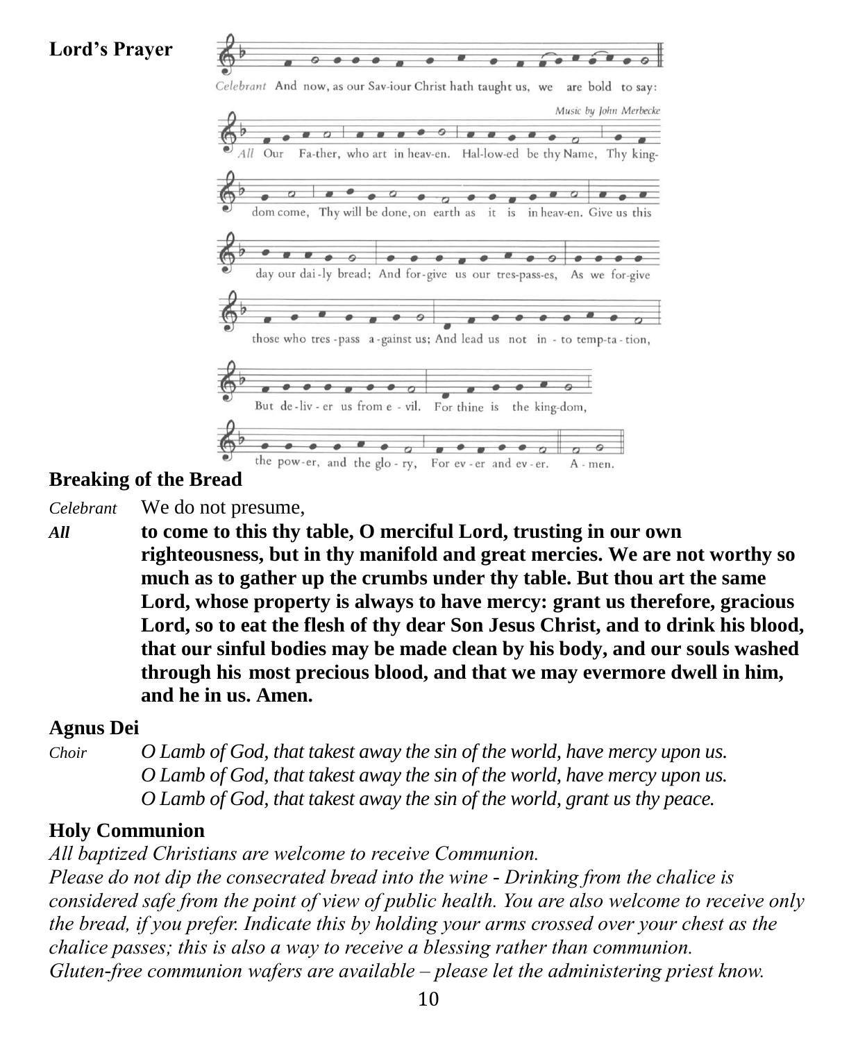## Lord's Prayer

*Celebrant* And now, as our Saviour Christ hath taught us, we are bold to say:

*Music by John Merbecke*

*All* Our Father, who art in heaven. Hallowed be thy Name, Thy kingdom come, Thy will be done, on earth as it is in heaven. Give us this day our daily bread; And forgive us our trespasses, As we forgive those who trespass against us; And lead us not into temptation, But deliver us from evil. For thine is the kingdom, the power, and the glory, For ever and ever. Amen.

## Breaking of the Bread

*Celebrant* We do not presume,

***All*** **to come to this thy table, O merciful Lord, trusting in our own righteousness, but in thy manifold and great mercies. We are not worthy so much as to gather up the crumbs under thy table. But thou art the same Lord, whose property is always to have mercy: grant us therefore, gracious Lord, so to eat the flesh of thy dear Son Jesus Christ, and to drink his blood, that our sinful bodies may be made clean by his body, and our souls washed through his most precious blood, and that we may evermore dwell in him, and he in us. Amen.**

## Agnus Dei

*Choir* *O Lamb of God, that takest away the sin of the world, have mercy upon us.*
*O Lamb of God, that takest away the sin of the world, have mercy upon us.*
*O Lamb of God, that takest away the sin of the world, grant us thy peace.*

## Holy Communion

*All baptized Christians are welcome to receive Communion.*
*Please do not dip the consecrated bread into the wine - Drinking from the chalice is considered safe from the point of view of public health. You are also welcome to receive only the bread, if you prefer. Indicate this by holding your arms crossed over your chest as the chalice passes; this is also a way to receive a blessing rather than communion.*
*Gluten-free communion wafers are available – please let the administering priest know.*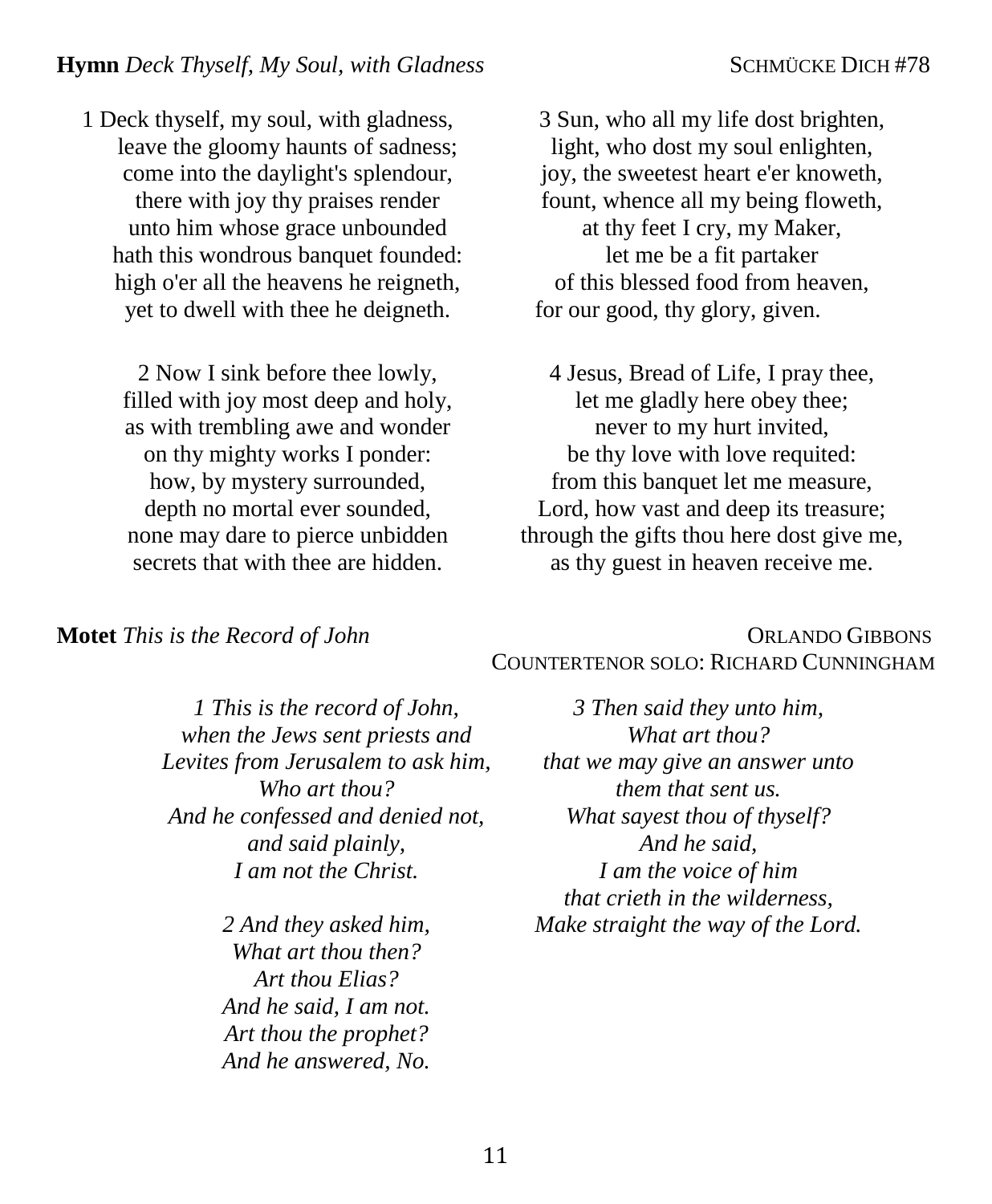**Hymn** *Deck Thyself, My Soul, with Gladness* SCHMÜCKE DICH #78

1 Deck thyself, my soul, with gladness,
leave the gloomy haunts of sadness;
come into the daylight's splendour,
there with joy thy praises render
unto him whose grace unbounded
hath this wondrous banquet founded:
high o'er all the heavens he reigneth,
yet to dwell with thee he deigneth.

2 Now I sink before thee lowly,
filled with joy most deep and holy,
as with trembling awe and wonder
on thy mighty works I ponder:
how, by mystery surrounded,
depth no mortal ever sounded,
none may dare to pierce unbidden
secrets that with thee are hidden.

3 Sun, who all my life dost brighten,
light, who dost my soul enlighten,
joy, the sweetest heart e'er knoweth,
fount, whence all my being floweth,
at thy feet I cry, my Maker,
let me be a fit partaker
of this blessed food from heaven,
for our good, thy glory, given.

4 Jesus, Bread of Life, I pray thee,
let me gladly here obey thee;
never to my hurt invited,
be thy love with love requited:
from this banquet let me measure,
Lord, how vast and deep its treasure;
through the gifts thou here dost give me,
as thy guest in heaven receive me.

**Motet** *This is the Record of John* ORLANDO GIBBONS
COUNTERTENOR SOLO: RICHARD CUNNINGHAM

*1 This is the record of John,*
*when the Jews sent priests and*
*Levites from Jerusalem to ask him,*
*Who art thou?*
*And he confessed and denied not,*
*and said plainly,*
*I am not the Christ.*

*2 And they asked him,*
*What art thou then?*
*Art thou Elias?*
*And he said, I am not.*
*Art thou the prophet?*
*And he answered, No.*

*3 Then said they unto him,*
*What art thou?*
*that we may give an answer unto*
*them that sent us.*
*What sayest thou of thyself?*
*And he said,*
*I am the voice of him*
*that crieth in the wilderness,*
*Make straight the way of the Lord.*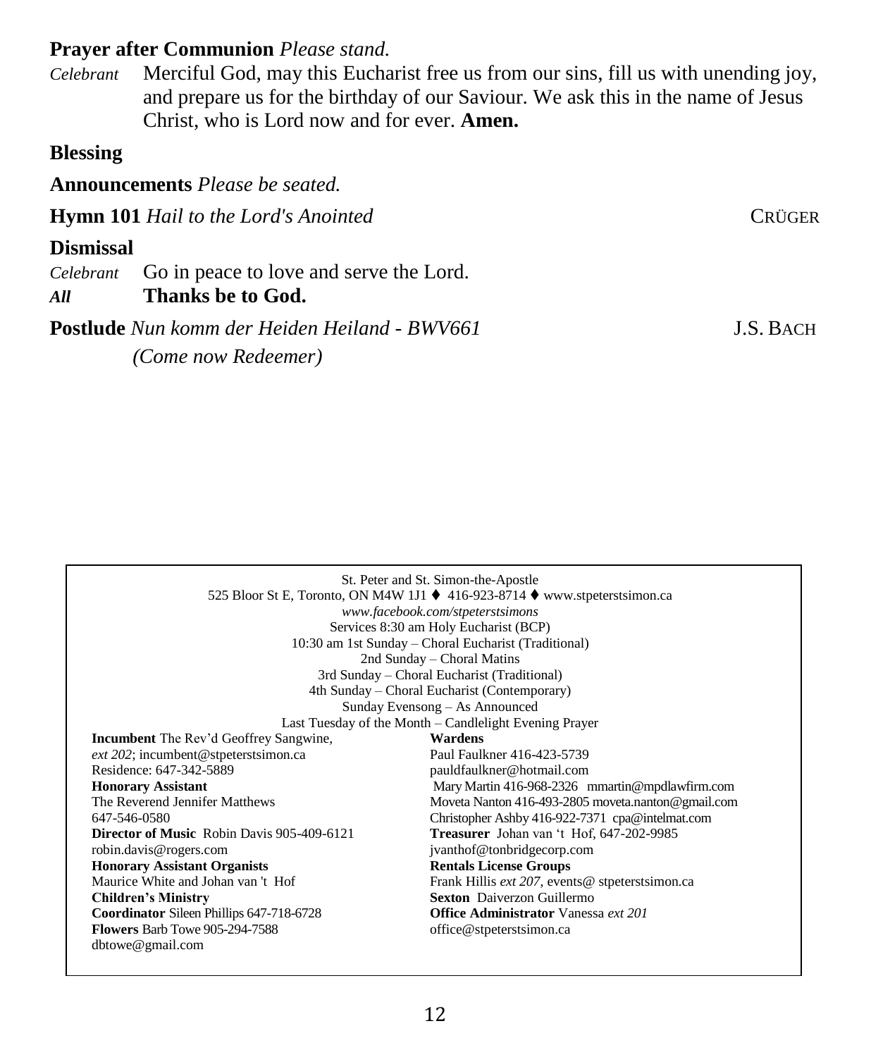**Prayer after Communion** *Please stand.*

*Celebrant* Merciful God, may this Eucharist free us from our sins, fill us with unending joy, and prepare us for the birthday of our Saviour. We ask this in the name of Jesus Christ, who is Lord now and for ever. **Amen.**

**Blessing**

**Announcements** *Please be seated.*

**Hymn 101** *Hail to the Lord's Anointed* CRÜGER

**Dismissal**

*Celebrant* Go in peace to love and serve the Lord.
***All*** **Thanks be to God.**

**Postlude** *Nun komm der Heiden Heiland - BWV661* J.S. BACH
*(Come now Redeemer)*

St. Peter and St. Simon-the-Apostle
525 Bloor St E, Toronto, ON M4W 1J1 ♦ 416-923-8714 ♦ www.stpeterstsimon.ca
*www.facebook.com/stpeterstsimons*
Services 8:30 am Holy Eucharist (BCP)
10:30 am 1st Sunday – Choral Eucharist (Traditional)
2nd Sunday – Choral Matins
3rd Sunday – Choral Eucharist (Traditional)
4th Sunday – Choral Eucharist (Contemporary)
Sunday Evensong – As Announced
Last Tuesday of the Month – Candlelight Evening Prayer

**Incumbent** The Rev'd Geoffrey Sangwine,
*ext 202*; incumbent@stpeterstsimon.ca
Residence: 647-342-5889
**Honorary Assistant**
The Reverend Jennifer Matthews
647-546-0580
**Director of Music** Robin Davis 905-409-6121
robin.davis@rogers.com
**Honorary Assistant Organists**
Maurice White and Johan van 't Hof
**Children's Ministry**
**Coordinator** Sileen Phillips 647-718-6728
**Flowers** Barb Towe 905-294-7588
dbtowe@gmail.com

**Wardens**
Paul Faulkner 416-423-5739
pauldfaulkner@hotmail.com
Mary Martin 416-968-2326 mmartin@mpdlawfirm.com
Moveta Nanton 416-493-2805 moveta.nanton@gmail.com
Christopher Ashby 416-922-7371 cpa@intelmat.com
**Treasurer** Johan van 't Hof, 647-202-9985
jvanthof@tonbridgecorp.com
**Rentals License Groups**
Frank Hillis *ext 207*, events@ stpeterstsimon.ca
**Sexton** Daiverzon Guillermo
**Office Administrator** Vanessa *ext 201*
office@stpeterstsimon.ca